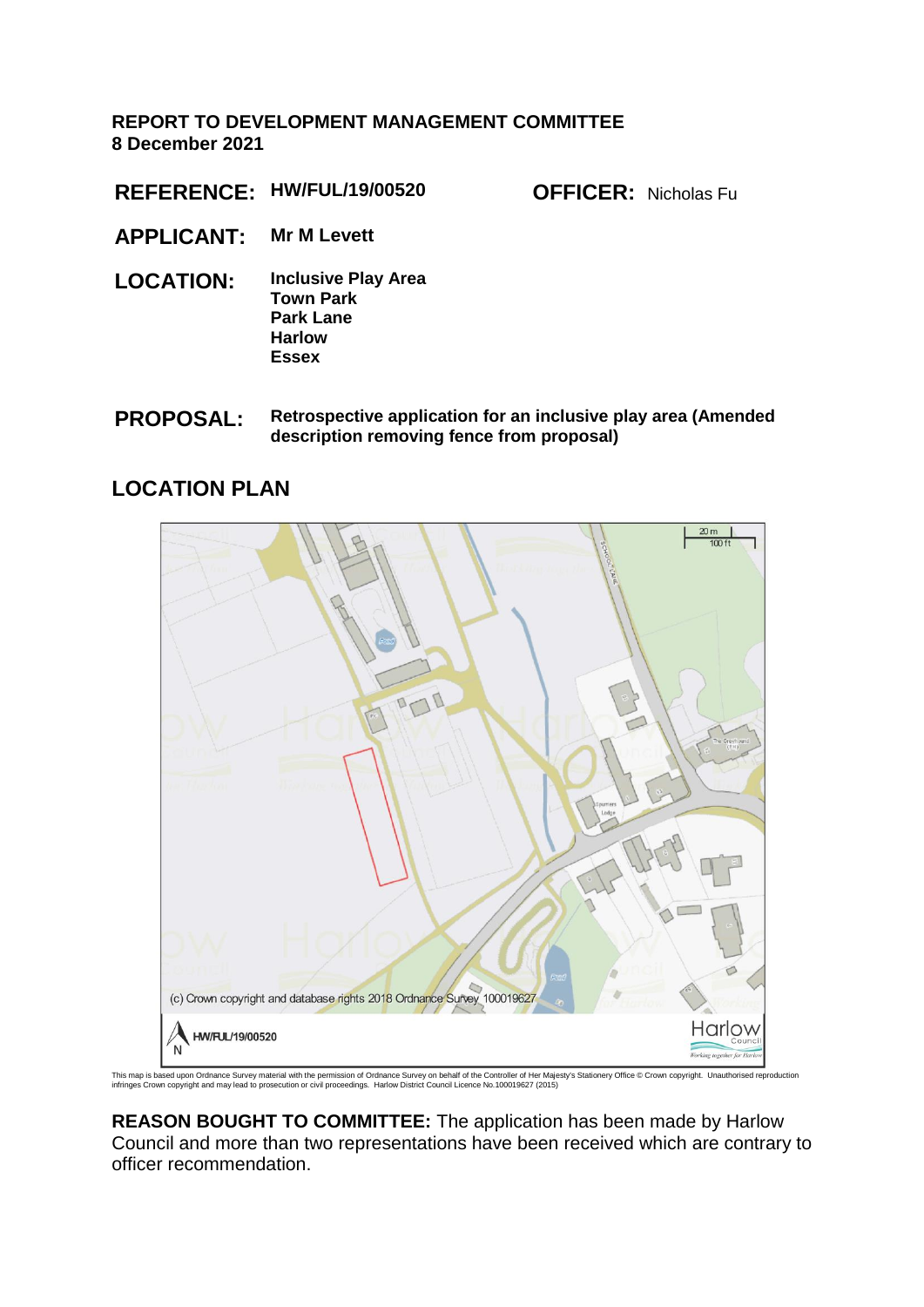**REPORT TO DEVELOPMENT MANAGEMENT COMMITTEE**
**8 December 2021**

**REFERENCE:** **HW/FUL/19/00520** **OFFICER:** Nicholas Fu

**APPLICANT:** **Mr M Levett**

**LOCATION:** **Inclusive Play Area**
**Town Park**
**Park Lane**
**Harlow**
**Essex**

**PROPOSAL:** **Retrospective application for an inclusive play area (Amended description removing fence from proposal)**

## LOCATION PLAN

This map is based upon Ordnance Survey material with the permission of Ordnance Survey on behalf of the Controller of Her Majesty's Stationery Office © Crown copyright. Unauthorised reproduction infringes Crown copyright and may lead to prosecution or civil proceedings. Harlow District Council Licence No.100019627 (2015)

**REASON BOUGHT TO COMMITTEE:** The application has been made by Harlow Council and more than two representations have been received which are contrary to officer recommendation.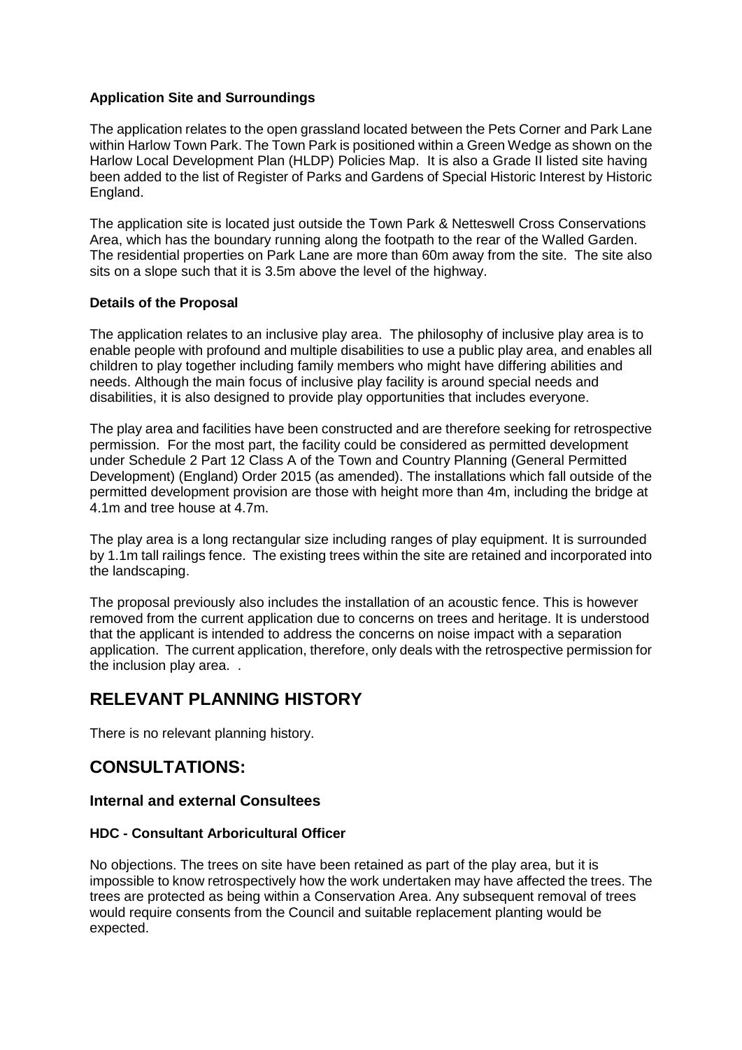### Application Site and Surroundings

The application relates to the open grassland located between the Pets Corner and Park Lane within Harlow Town Park. The Town Park is positioned within a Green Wedge as shown on the Harlow Local Development Plan (HLDP) Policies Map. It is also a Grade II listed site having been added to the list of Register of Parks and Gardens of Special Historic Interest by Historic England.

The application site is located just outside the Town Park & Netteswell Cross Conservations Area, which has the boundary running along the footpath to the rear of the Walled Garden. The residential properties on Park Lane are more than 60m away from the site. The site also sits on a slope such that it is 3.5m above the level of the highway.

### Details of the Proposal

The application relates to an inclusive play area. The philosophy of inclusive play area is to enable people with profound and multiple disabilities to use a public play area, and enables all children to play together including family members who might have differing abilities and needs. Although the main focus of inclusive play facility is around special needs and disabilities, it is also designed to provide play opportunities that includes everyone.

The play area and facilities have been constructed and are therefore seeking for retrospective permission. For the most part, the facility could be considered as permitted development under Schedule 2 Part 12 Class A of the Town and Country Planning (General Permitted Development) (England) Order 2015 (as amended). The installations which fall outside of the permitted development provision are those with height more than 4m, including the bridge at 4.1m and tree house at 4.7m.

The play area is a long rectangular size including ranges of play equipment. It is surrounded by 1.1m tall railings fence. The existing trees within the site are retained and incorporated into the landscaping.

The proposal previously also includes the installation of an acoustic fence. This is however removed from the current application due to concerns on trees and heritage. It is understood that the applicant is intended to address the concerns on noise impact with a separation application. The current application, therefore, only deals with the retrospective permission for the inclusion play area. .

## RELEVANT PLANNING HISTORY

There is no relevant planning history.

## CONSULTATIONS:

### Internal and external Consultees

#### HDC - Consultant Arboricultural Officer

No objections. The trees on site have been retained as part of the play area, but it is impossible to know retrospectively how the work undertaken may have affected the trees. The trees are protected as being within a Conservation Area. Any subsequent removal of trees would require consents from the Council and suitable replacement planting would be expected.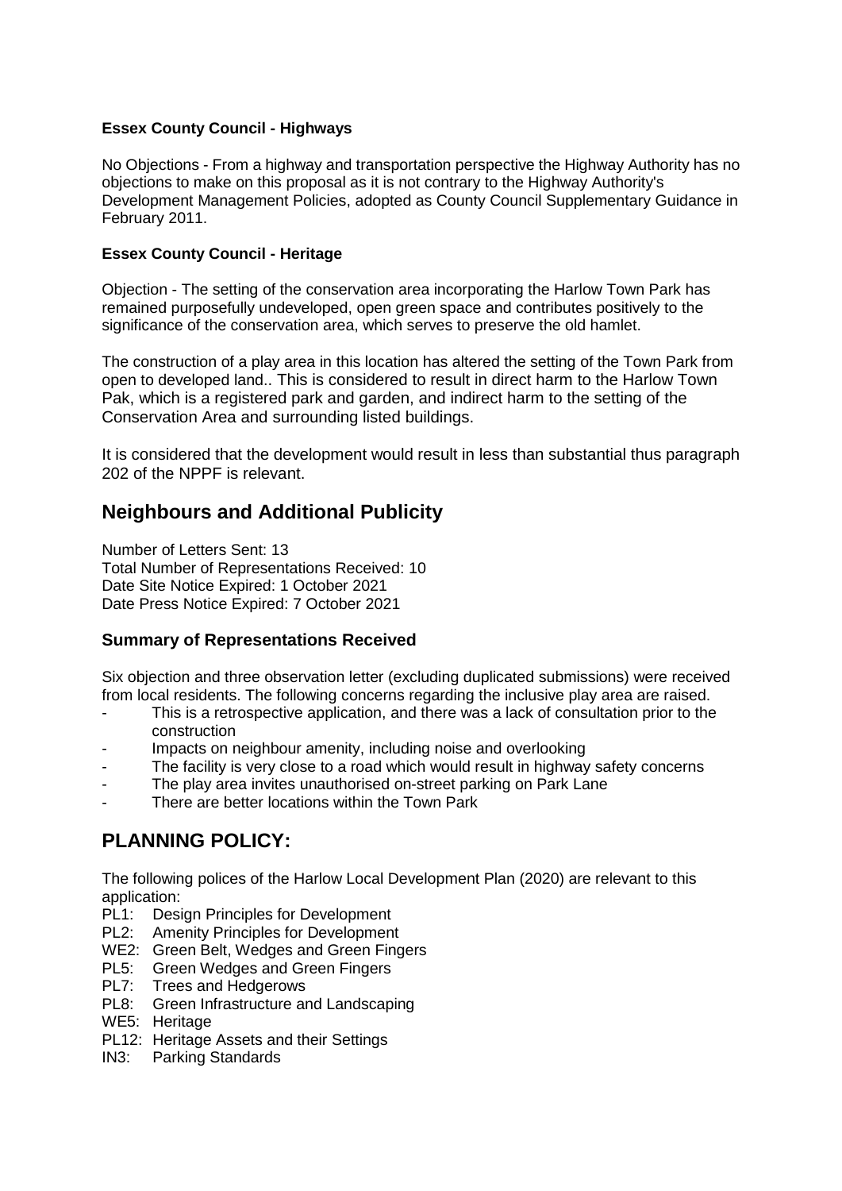**Essex County Council - Highways**

No Objections - From a highway and transportation perspective the Highway Authority has no objections to make on this proposal as it is not contrary to the Highway Authority's Development Management Policies, adopted as County Council Supplementary Guidance in February 2011.

**Essex County Council - Heritage**

Objection - The setting of the conservation area incorporating the Harlow Town Park has remained purposefully undeveloped, open green space and contributes positively to the significance of the conservation area, which serves to preserve the old hamlet.

The construction of a play area in this location has altered the setting of the Town Park from open to developed land.. This is considered to result in direct harm to the Harlow Town Pak, which is a registered park and garden, and indirect harm to the setting of the Conservation Area and surrounding listed buildings.

It is considered that the development would result in less than substantial thus paragraph 202 of the NPPF is relevant.

## Neighbours and Additional Publicity

Number of Letters Sent: 13
Total Number of Representations Received: 10
Date Site Notice Expired: 1 October 2021
Date Press Notice Expired: 7 October 2021

### Summary of Representations Received

Six objection and three observation letter (excluding duplicated submissions) were received from local residents. The following concerns regarding the inclusive play area are raised.

- This is a retrospective application, and there was a lack of consultation prior to the construction
- Impacts on neighbour amenity, including noise and overlooking
- The facility is very close to a road which would result in highway safety concerns
- The play area invites unauthorised on-street parking on Park Lane
- There are better locations within the Town Park

## PLANNING POLICY:

The following polices of the Harlow Local Development Plan (2020) are relevant to this application:

- PL1: Design Principles for Development
- PL2: Amenity Principles for Development
- WE2: Green Belt, Wedges and Green Fingers
- PL5: Green Wedges and Green Fingers
- PL7: Trees and Hedgerows
- PL8: Green Infrastructure and Landscaping
- WE5: Heritage
- PL12: Heritage Assets and their Settings
- IN3: Parking Standards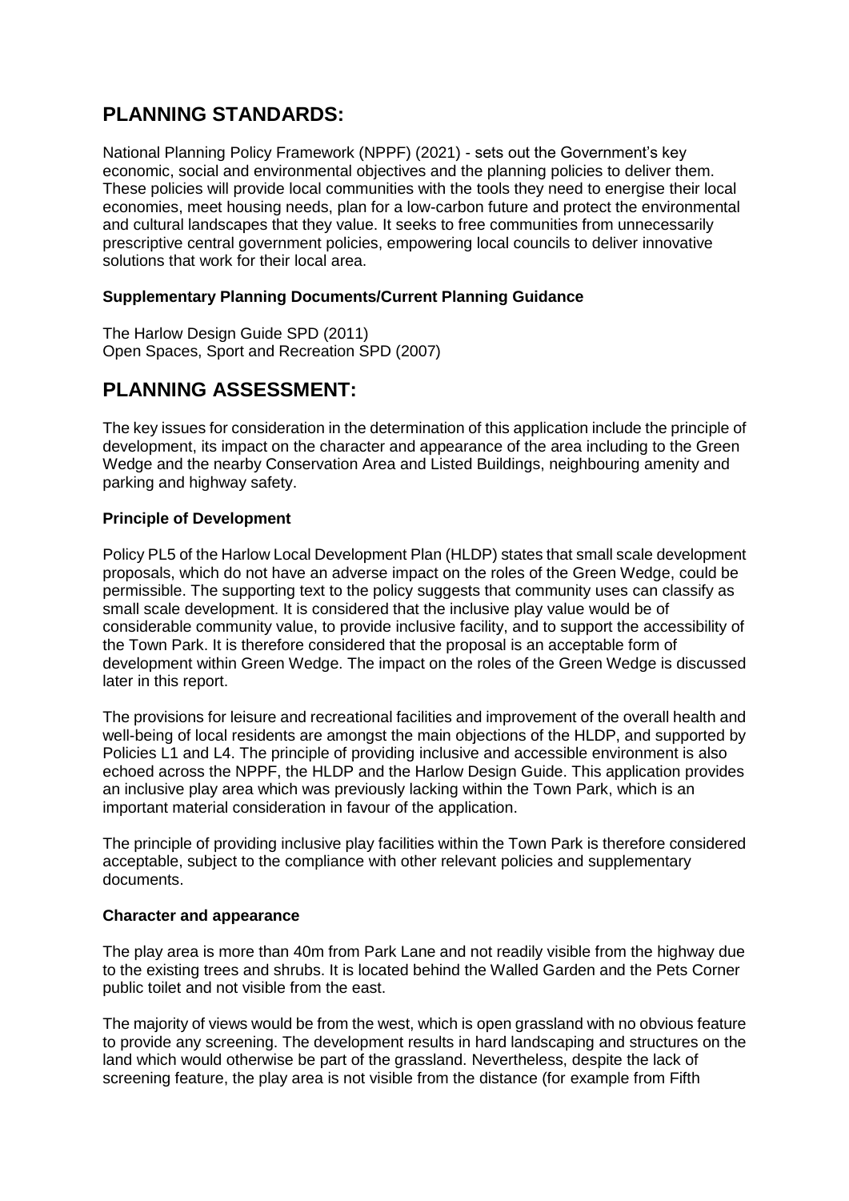## PLANNING STANDARDS:

National Planning Policy Framework (NPPF) (2021) - sets out the Government's key economic, social and environmental objectives and the planning policies to deliver them. These policies will provide local communities with the tools they need to energise their local economies, meet housing needs, plan for a low-carbon future and protect the environmental and cultural landscapes that they value. It seeks to free communities from unnecessarily prescriptive central government policies, empowering local councils to deliver innovative solutions that work for their local area.

### Supplementary Planning Documents/Current Planning Guidance

The Harlow Design Guide SPD (2011)
Open Spaces, Sport and Recreation SPD (2007)

## PLANNING ASSESSMENT:

The key issues for consideration in the determination of this application include the principle of development, its impact on the character and appearance of the area including to the Green Wedge and the nearby Conservation Area and Listed Buildings, neighbouring amenity and parking and highway safety.

### Principle of Development

Policy PL5 of the Harlow Local Development Plan (HLDP) states that small scale development proposals, which do not have an adverse impact on the roles of the Green Wedge, could be permissible. The supporting text to the policy suggests that community uses can classify as small scale development. It is considered that the inclusive play value would be of considerable community value, to provide inclusive facility, and to support the accessibility of the Town Park. It is therefore considered that the proposal is an acceptable form of development within Green Wedge. The impact on the roles of the Green Wedge is discussed later in this report.

The provisions for leisure and recreational facilities and improvement of the overall health and well-being of local residents are amongst the main objections of the HLDP, and supported by Policies L1 and L4. The principle of providing inclusive and accessible environment is also echoed across the NPPF, the HLDP and the Harlow Design Guide. This application provides an inclusive play area which was previously lacking within the Town Park, which is an important material consideration in favour of the application.

The principle of providing inclusive play facilities within the Town Park is therefore considered acceptable, subject to the compliance with other relevant policies and supplementary documents.

### Character and appearance

The play area is more than 40m from Park Lane and not readily visible from the highway due to the existing trees and shrubs. It is located behind the Walled Garden and the Pets Corner public toilet and not visible from the east.

The majority of views would be from the west, which is open grassland with no obvious feature to provide any screening. The development results in hard landscaping and structures on the land which would otherwise be part of the grassland. Nevertheless, despite the lack of screening feature, the play area is not visible from the distance (for example from Fifth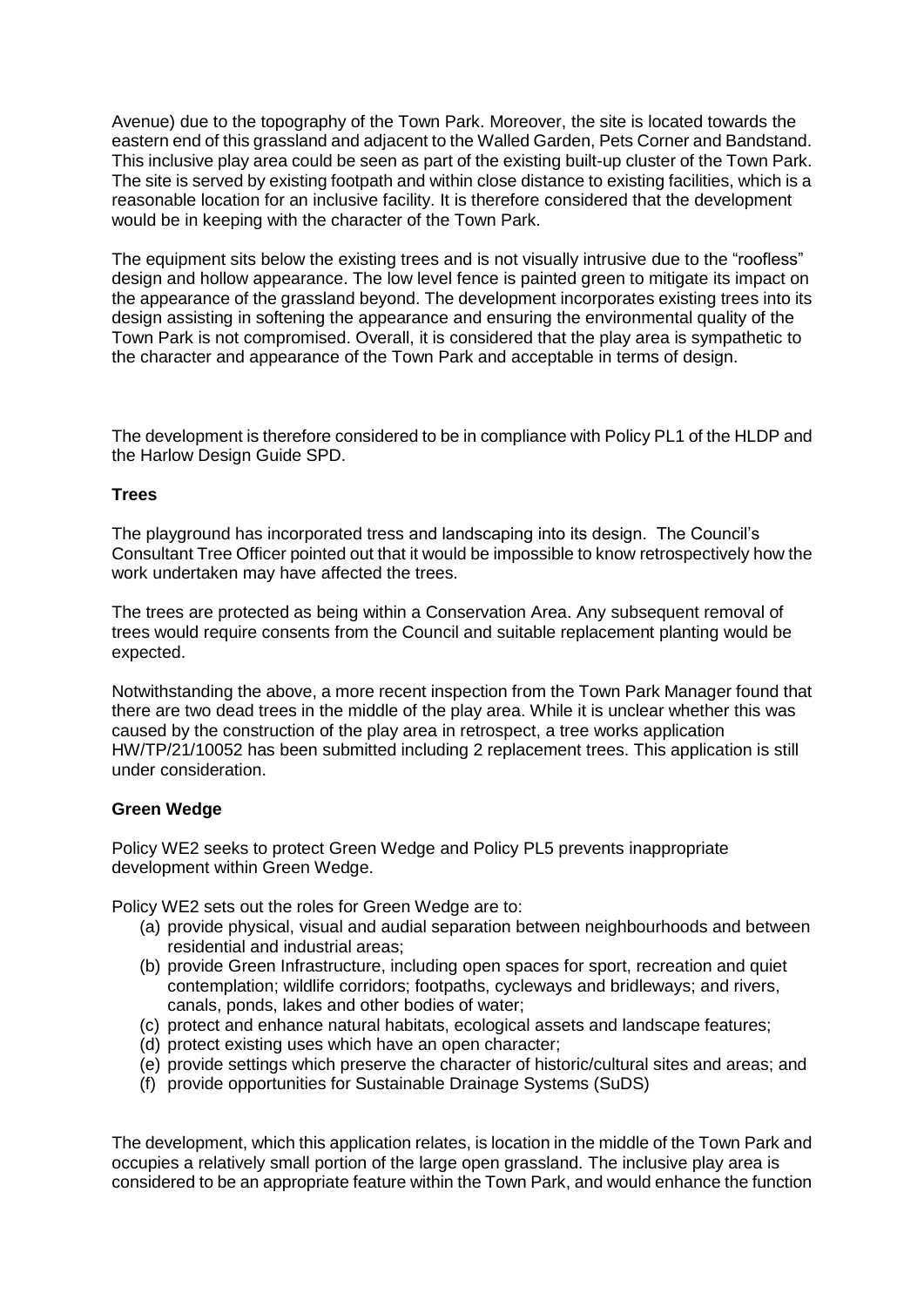Avenue) due to the topography of the Town Park. Moreover, the site is located towards the eastern end of this grassland and adjacent to the Walled Garden, Pets Corner and Bandstand. This inclusive play area could be seen as part of the existing built-up cluster of the Town Park. The site is served by existing footpath and within close distance to existing facilities, which is a reasonable location for an inclusive facility. It is therefore considered that the development would be in keeping with the character of the Town Park.

The equipment sits below the existing trees and is not visually intrusive due to the "roofless" design and hollow appearance. The low level fence is painted green to mitigate its impact on the appearance of the grassland beyond. The development incorporates existing trees into its design assisting in softening the appearance and ensuring the environmental quality of the Town Park is not compromised. Overall, it is considered that the play area is sympathetic to the character and appearance of the Town Park and acceptable in terms of design.

The development is therefore considered to be in compliance with Policy PL1 of the HLDP and the Harlow Design Guide SPD.

**Trees**

The playground has incorporated tress and landscaping into its design. The Council's Consultant Tree Officer pointed out that it would be impossible to know retrospectively how the work undertaken may have affected the trees.

The trees are protected as being within a Conservation Area. Any subsequent removal of trees would require consents from the Council and suitable replacement planting would be expected.

Notwithstanding the above, a more recent inspection from the Town Park Manager found that there are two dead trees in the middle of the play area. While it is unclear whether this was caused by the construction of the play area in retrospect, a tree works application HW/TP/21/10052 has been submitted including 2 replacement trees. This application is still under consideration.

**Green Wedge**

Policy WE2 seeks to protect Green Wedge and Policy PL5 prevents inappropriate development within Green Wedge.

Policy WE2 sets out the roles for Green Wedge are to:

(a) provide physical, visual and audial separation between neighbourhoods and between residential and industrial areas;
(b) provide Green Infrastructure, including open spaces for sport, recreation and quiet contemplation; wildlife corridors; footpaths, cycleways and bridleways; and rivers, canals, ponds, lakes and other bodies of water;
(c) protect and enhance natural habitats, ecological assets and landscape features;
(d) protect existing uses which have an open character;
(e) provide settings which preserve the character of historic/cultural sites and areas; and
(f) provide opportunities for Sustainable Drainage Systems (SuDS)

The development, which this application relates, is location in the middle of the Town Park and occupies a relatively small portion of the large open grassland. The inclusive play area is considered to be an appropriate feature within the Town Park, and would enhance the function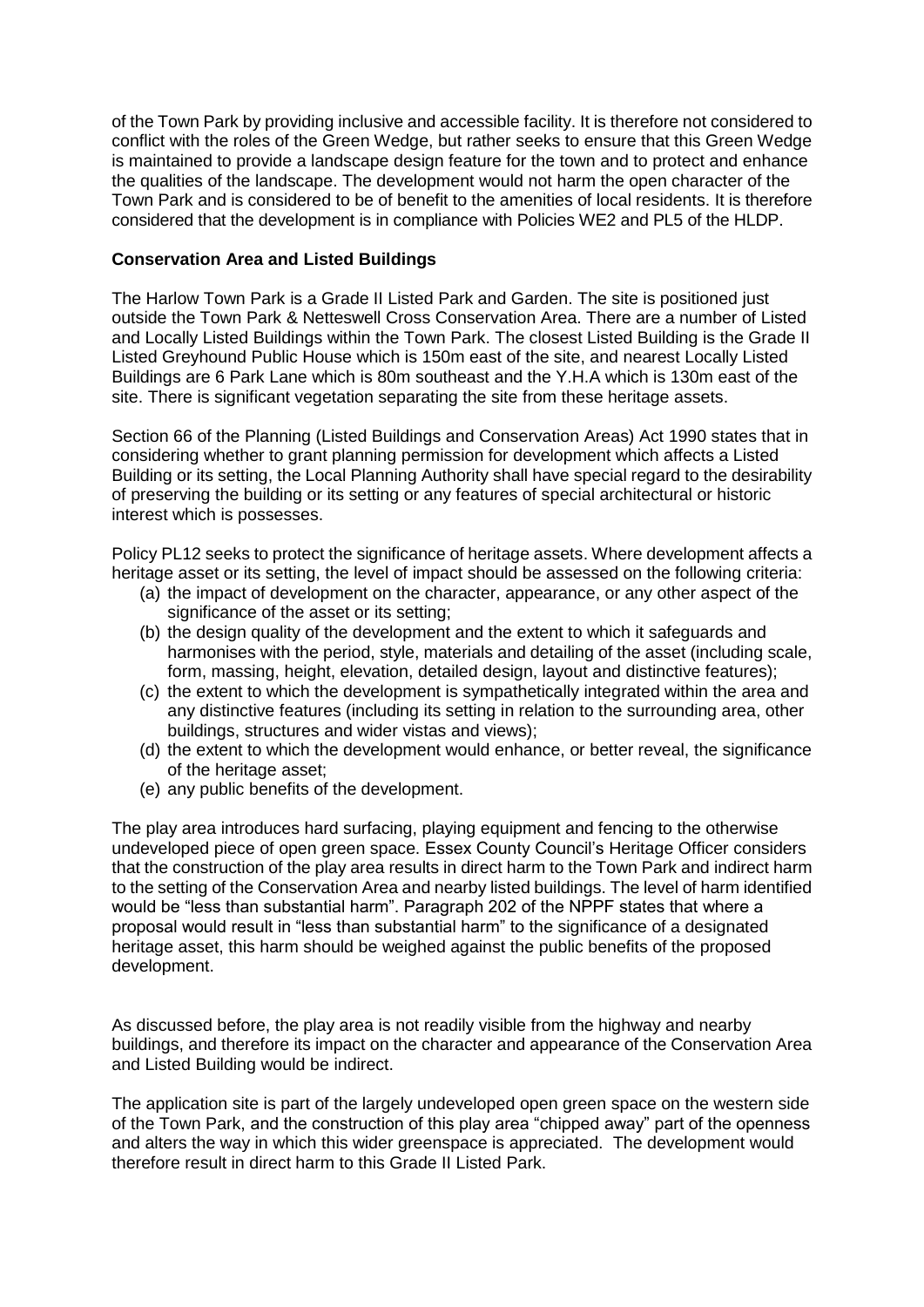of the Town Park by providing inclusive and accessible facility. It is therefore not considered to conflict with the roles of the Green Wedge, but rather seeks to ensure that this Green Wedge is maintained to provide a landscape design feature for the town and to protect and enhance the qualities of the landscape. The development would not harm the open character of the Town Park and is considered to be of benefit to the amenities of local residents. It is therefore considered that the development is in compliance with Policies WE2 and PL5 of the HLDP.

**Conservation Area and Listed Buildings**

The Harlow Town Park is a Grade II Listed Park and Garden. The site is positioned just outside the Town Park & Netteswell Cross Conservation Area. There are a number of Listed and Locally Listed Buildings within the Town Park. The closest Listed Building is the Grade II Listed Greyhound Public House which is 150m east of the site, and nearest Locally Listed Buildings are 6 Park Lane which is 80m southeast and the Y.H.A which is 130m east of the site. There is significant vegetation separating the site from these heritage assets.

Section 66 of the Planning (Listed Buildings and Conservation Areas) Act 1990 states that in considering whether to grant planning permission for development which affects a Listed Building or its setting, the Local Planning Authority shall have special regard to the desirability of preserving the building or its setting or any features of special architectural or historic interest which is possesses.

Policy PL12 seeks to protect the significance of heritage assets. Where development affects a heritage asset or its setting, the level of impact should be assessed on the following criteria:

(a) the impact of development on the character, appearance, or any other aspect of the significance of the asset or its setting;
(b) the design quality of the development and the extent to which it safeguards and harmonises with the period, style, materials and detailing of the asset (including scale, form, massing, height, elevation, detailed design, layout and distinctive features);
(c) the extent to which the development is sympathetically integrated within the area and any distinctive features (including its setting in relation to the surrounding area, other buildings, structures and wider vistas and views);
(d) the extent to which the development would enhance, or better reveal, the significance of the heritage asset;
(e) any public benefits of the development.

The play area introduces hard surfacing, playing equipment and fencing to the otherwise undeveloped piece of open green space. Essex County Council's Heritage Officer considers that the construction of the play area results in direct harm to the Town Park and indirect harm to the setting of the Conservation Area and nearby listed buildings. The level of harm identified would be "less than substantial harm". Paragraph 202 of the NPPF states that where a proposal would result in "less than substantial harm" to the significance of a designated heritage asset, this harm should be weighed against the public benefits of the proposed development.

As discussed before, the play area is not readily visible from the highway and nearby buildings, and therefore its impact on the character and appearance of the Conservation Area and Listed Building would be indirect.

The application site is part of the largely undeveloped open green space on the western side of the Town Park, and the construction of this play area "chipped away" part of the openness and alters the way in which this wider greenspace is appreciated. The development would therefore result in direct harm to this Grade II Listed Park.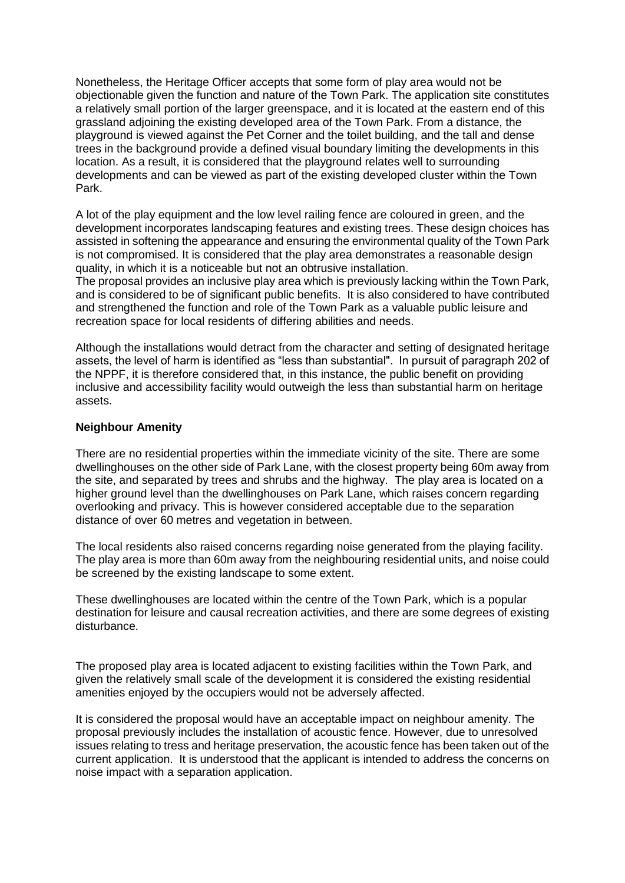Nonetheless, the Heritage Officer accepts that some form of play area would not be objectionable given the function and nature of the Town Park. The application site constitutes a relatively small portion of the larger greenspace, and it is located at the eastern end of this grassland adjoining the existing developed area of the Town Park. From a distance, the playground is viewed against the Pet Corner and the toilet building, and the tall and dense trees in the background provide a defined visual boundary limiting the developments in this location. As a result, it is considered that the playground relates well to surrounding developments and can be viewed as part of the existing developed cluster within the Town Park.

A lot of the play equipment and the low level railing fence are coloured in green, and the development incorporates landscaping features and existing trees. These design choices has assisted in softening the appearance and ensuring the environmental quality of the Town Park is not compromised. It is considered that the play area demonstrates a reasonable design quality, in which it is a noticeable but not an obtrusive installation.

The proposal provides an inclusive play area which is previously lacking within the Town Park, and is considered to be of significant public benefits. It is also considered to have contributed and strengthened the function and role of the Town Park as a valuable public leisure and recreation space for local residents of differing abilities and needs.

Although the installations would detract from the character and setting of designated heritage assets, the level of harm is identified as "less than substantial". In pursuit of paragraph 202 of the NPPF, it is therefore considered that, in this instance, the public benefit on providing inclusive and accessibility facility would outweigh the less than substantial harm on heritage assets.

**Neighbour Amenity**

There are no residential properties within the immediate vicinity of the site. There are some dwellinghouses on the other side of Park Lane, with the closest property being 60m away from the site, and separated by trees and shrubs and the highway. The play area is located on a higher ground level than the dwellinghouses on Park Lane, which raises concern regarding overlooking and privacy. This is however considered acceptable due to the separation distance of over 60 metres and vegetation in between.

The local residents also raised concerns regarding noise generated from the playing facility. The play area is more than 60m away from the neighbouring residential units, and noise could be screened by the existing landscape to some extent.

These dwellinghouses are located within the centre of the Town Park, which is a popular destination for leisure and causal recreation activities, and there are some degrees of existing disturbance.

The proposed play area is located adjacent to existing facilities within the Town Park, and given the relatively small scale of the development it is considered the existing residential amenities enjoyed by the occupiers would not be adversely affected.

It is considered the proposal would have an acceptable impact on neighbour amenity. The proposal previously includes the installation of acoustic fence. However, due to unresolved issues relating to tress and heritage preservation, the acoustic fence has been taken out of the current application. It is understood that the applicant is intended to address the concerns on noise impact with a separation application.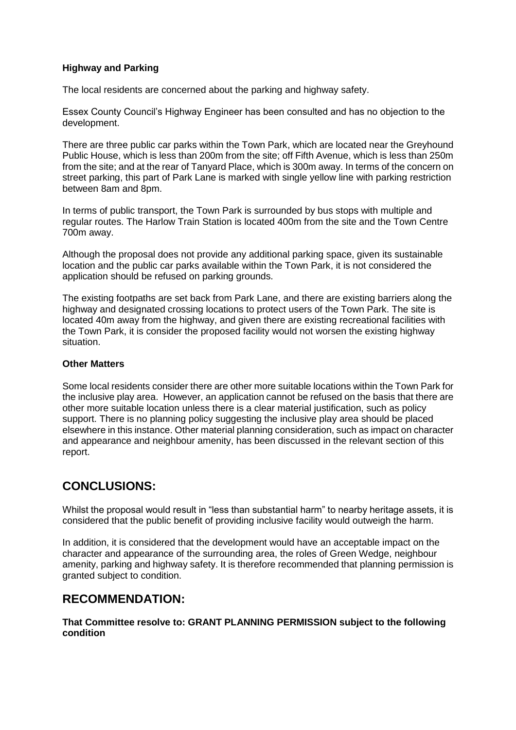**Highway and Parking**

The local residents are concerned about the parking and highway safety.

Essex County Council's Highway Engineer has been consulted and has no objection to the development.

There are three public car parks within the Town Park, which are located near the Greyhound Public House, which is less than 200m from the site; off Fifth Avenue, which is less than 250m from the site; and at the rear of Tanyard Place, which is 300m away. In terms of the concern on street parking, this part of Park Lane is marked with single yellow line with parking restriction between 8am and 8pm.

In terms of public transport, the Town Park is surrounded by bus stops with multiple and regular routes. The Harlow Train Station is located 400m from the site and the Town Centre 700m away.

Although the proposal does not provide any additional parking space, given its sustainable location and the public car parks available within the Town Park, it is not considered the application should be refused on parking grounds.

The existing footpaths are set back from Park Lane, and there are existing barriers along the highway and designated crossing locations to protect users of the Town Park. The site is located 40m away from the highway, and given there are existing recreational facilities with the Town Park, it is consider the proposed facility would not worsen the existing highway situation.

**Other Matters**

Some local residents consider there are other more suitable locations within the Town Park for the inclusive play area. However, an application cannot be refused on the basis that there are other more suitable location unless there is a clear material justification, such as policy support. There is no planning policy suggesting the inclusive play area should be placed elsewhere in this instance. Other material planning consideration, such as impact on character and appearance and neighbour amenity, has been discussed in the relevant section of this report.

## CONCLUSIONS:

Whilst the proposal would result in "less than substantial harm" to nearby heritage assets, it is considered that the public benefit of providing inclusive facility would outweigh the harm.

In addition, it is considered that the development would have an acceptable impact on the character and appearance of the surrounding area, the roles of Green Wedge, neighbour amenity, parking and highway safety. It is therefore recommended that planning permission is granted subject to condition.

## RECOMMENDATION:

**That Committee resolve to: GRANT PLANNING PERMISSION subject to the following condition**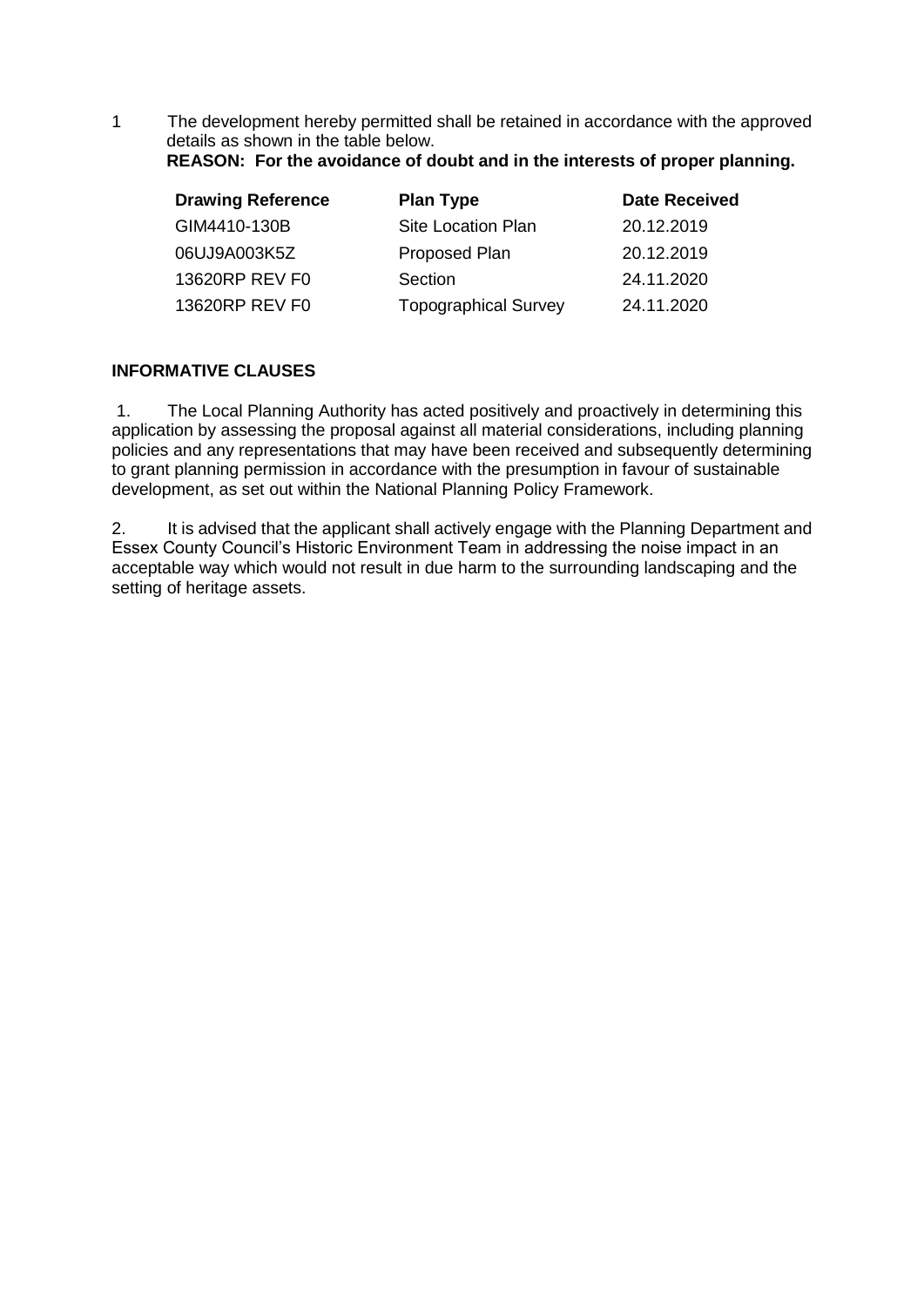1 The development hereby permitted shall be retained in accordance with the approved details as shown in the table below.
**REASON: For the avoidance of doubt and in the interests of proper planning.**

| Drawing Reference | Plan Type | Date Received |
|---|---|---|
| GIM4410-130B | Site Location Plan | 20.12.2019 |
| 06UJ9A003K5Z | Proposed Plan | 20.12.2019 |
| 13620RP REV F0 | Section | 24.11.2020 |
| 13620RP REV F0 | Topographical Survey | 24.11.2020 |

**INFORMATIVE CLAUSES**

1. The Local Planning Authority has acted positively and proactively in determining this application by assessing the proposal against all material considerations, including planning policies and any representations that may have been received and subsequently determining to grant planning permission in accordance with the presumption in favour of sustainable development, as set out within the National Planning Policy Framework.

2. It is advised that the applicant shall actively engage with the Planning Department and Essex County Council's Historic Environment Team in addressing the noise impact in an acceptable way which would not result in due harm to the surrounding landscaping and the setting of heritage assets.